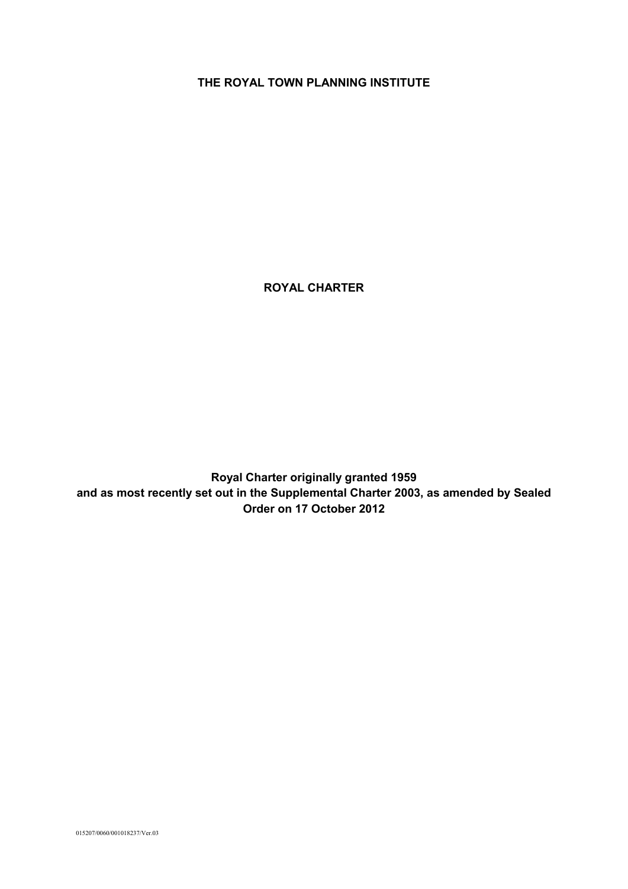# THE ROYAL TOWN PLANNING INSTITUTE

## ROYAL CHARTER

**Royal Charter originally granted 1959 and as most recently set out in the Supplemental Charter 2003, as amended by Sealed Order on 17 October 2012**

015207/0060/001018237/Ver.03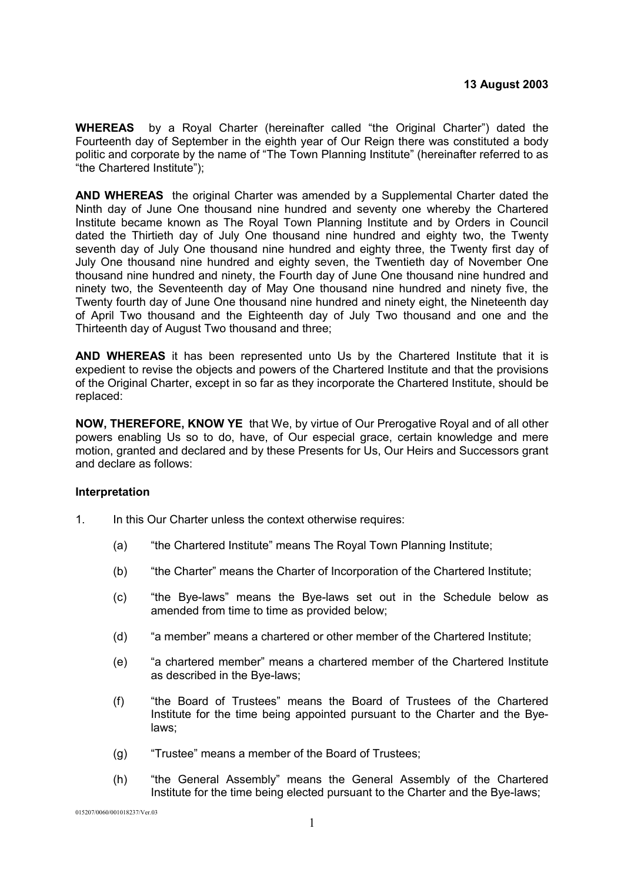**13 August 2003**

**WHEREAS** by a Royal Charter (hereinafter called "the Original Charter") dated the Fourteenth day of September in the eighth year of Our Reign there was constituted a body politic and corporate by the name of "The Town Planning Institute" (hereinafter referred to as "the Chartered Institute");

**AND WHEREAS** the original Charter was amended by a Supplemental Charter dated the Ninth day of June One thousand nine hundred and seventy one whereby the Chartered Institute became known as The Royal Town Planning Institute and by Orders in Council dated the Thirtieth day of July One thousand nine hundred and eighty two, the Twenty seventh day of July One thousand nine hundred and eighty three, the Twenty first day of July One thousand nine hundred and eighty seven, the Twentieth day of November One thousand nine hundred and ninety, the Fourth day of June One thousand nine hundred and ninety two, the Seventeenth day of May One thousand nine hundred and ninety five, the Twenty fourth day of June One thousand nine hundred and ninety eight, the Nineteenth day of April Two thousand and the Eighteenth day of July Two thousand and one and the Thirteenth day of August Two thousand and three;

**AND WHEREAS** it has been represented unto Us by the Chartered Institute that it is expedient to revise the objects and powers of the Chartered Institute and that the provisions of the Original Charter, except in so far as they incorporate the Chartered Institute, should be replaced:

**NOW, THEREFORE, KNOW YE** that We, by virtue of Our Prerogative Royal and of all other powers enabling Us so to do, have, of Our especial grace, certain knowledge and mere motion, granted and declared and by these Presents for Us, Our Heirs and Successors grant and declare as follows:

### Interpretation

1. In this Our Charter unless the context otherwise requires:

   (a) "the Chartered Institute" means The Royal Town Planning Institute;

   (b) "the Charter" means the Charter of Incorporation of the Chartered Institute;

   (c) "the Bye-laws" means the Bye-laws set out in the Schedule below as amended from time to time as provided below;

   (d) "a member" means a chartered or other member of the Chartered Institute;

   (e) "a chartered member" means a chartered member of the Chartered Institute as described in the Bye-laws;

   (f) "the Board of Trustees" means the Board of Trustees of the Chartered Institute for the time being appointed pursuant to the Charter and the Bye-laws;

   (g) "Trustee" means a member of the Board of Trustees;

   (h) "the General Assembly" means the General Assembly of the Chartered Institute for the time being elected pursuant to the Charter and the Bye-laws;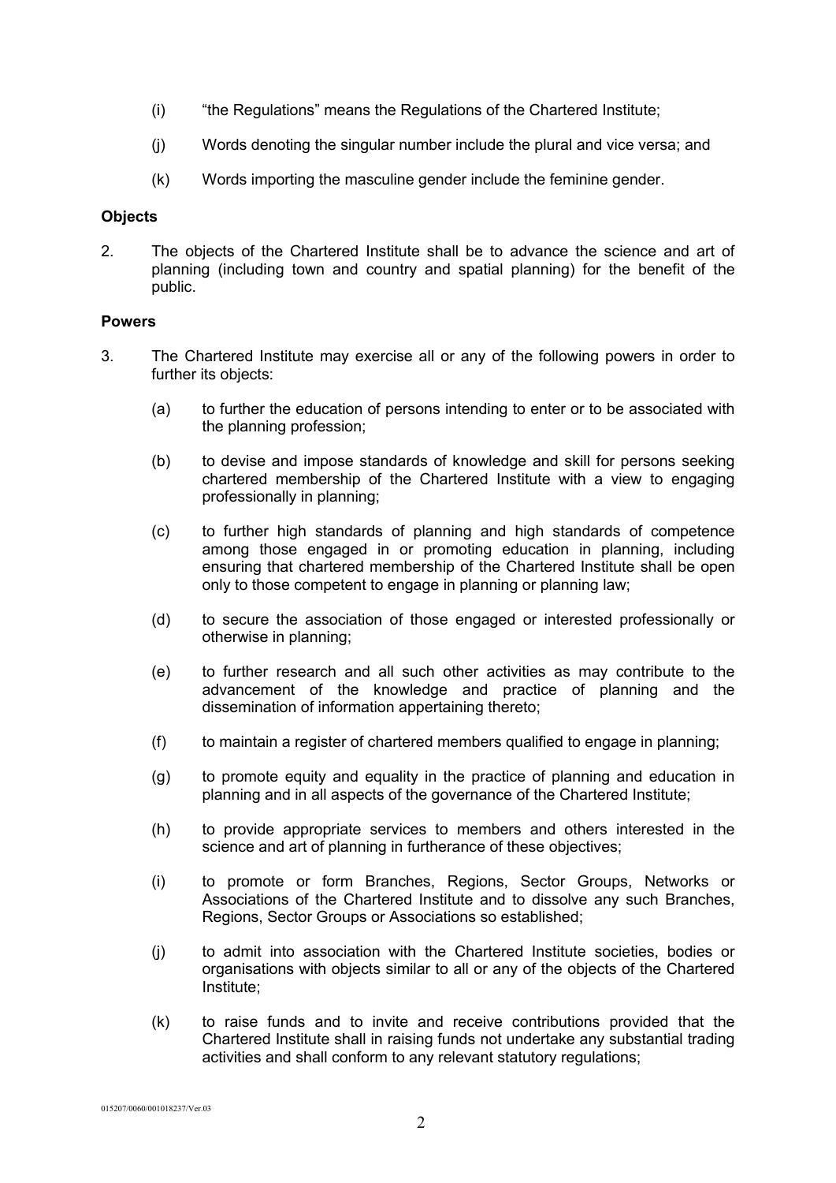(i) "the Regulations" means the Regulations of the Chartered Institute;

(j) Words denoting the singular number include the plural and vice versa; and

(k) Words importing the masculine gender include the feminine gender.

**Objects**

2. The objects of the Chartered Institute shall be to advance the science and art of planning (including town and country and spatial planning) for the benefit of the public.

**Powers**

3. The Chartered Institute may exercise all or any of the following powers in order to further its objects:

   (a) to further the education of persons intending to enter or to be associated with the planning profession;

   (b) to devise and impose standards of knowledge and skill for persons seeking chartered membership of the Chartered Institute with a view to engaging professionally in planning;

   (c) to further high standards of planning and high standards of competence among those engaged in or promoting education in planning, including ensuring that chartered membership of the Chartered Institute shall be open only to those competent to engage in planning or planning law;

   (d) to secure the association of those engaged or interested professionally or otherwise in planning;

   (e) to further research and all such other activities as may contribute to the advancement of the knowledge and practice of planning and the dissemination of information appertaining thereto;

   (f) to maintain a register of chartered members qualified to engage in planning;

   (g) to promote equity and equality in the practice of planning and education in planning and in all aspects of the governance of the Chartered Institute;

   (h) to provide appropriate services to members and others interested in the science and art of planning in furtherance of these objectives;

   (i) to promote or form Branches, Regions, Sector Groups, Networks or Associations of the Chartered Institute and to dissolve any such Branches, Regions, Sector Groups or Associations so established;

   (j) to admit into association with the Chartered Institute societies, bodies or organisations with objects similar to all or any of the objects of the Chartered Institute;

   (k) to raise funds and to invite and receive contributions provided that the Chartered Institute shall in raising funds not undertake any substantial trading activities and shall conform to any relevant statutory regulations;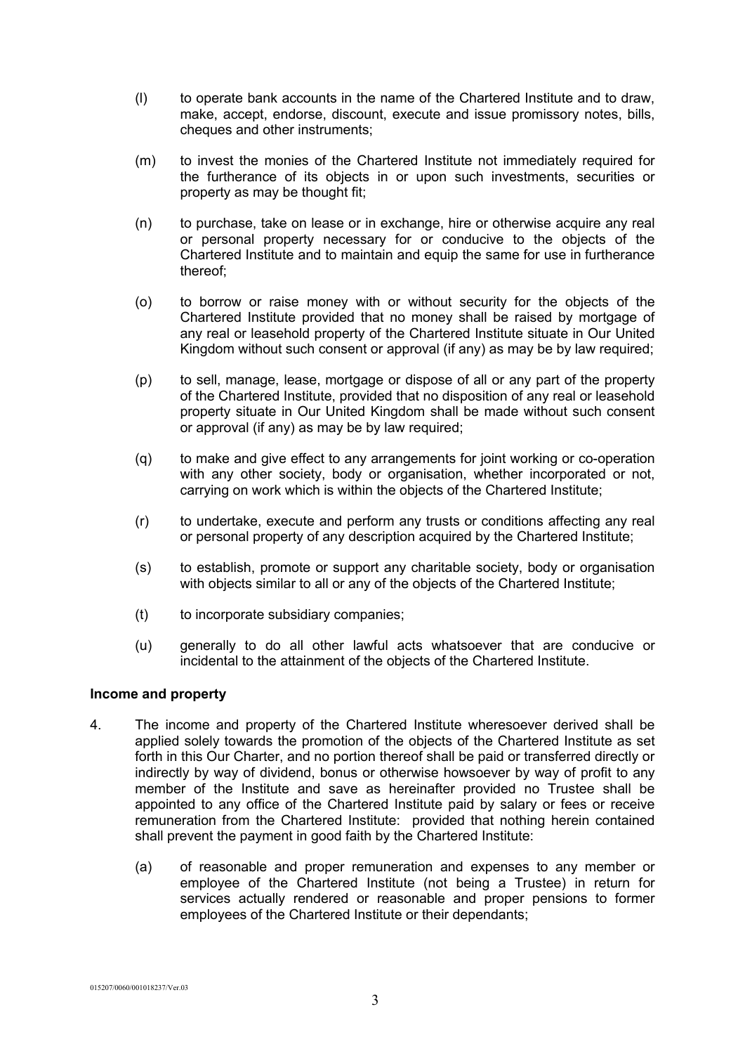(l) to operate bank accounts in the name of the Chartered Institute and to draw, make, accept, endorse, discount, execute and issue promissory notes, bills, cheques and other instruments;

(m) to invest the monies of the Chartered Institute not immediately required for the furtherance of its objects in or upon such investments, securities or property as may be thought fit;

(n) to purchase, take on lease or in exchange, hire or otherwise acquire any real or personal property necessary for or conducive to the objects of the Chartered Institute and to maintain and equip the same for use in furtherance thereof;

(o) to borrow or raise money with or without security for the objects of the Chartered Institute provided that no money shall be raised by mortgage of any real or leasehold property of the Chartered Institute situate in Our United Kingdom without such consent or approval (if any) as may be by law required;

(p) to sell, manage, lease, mortgage or dispose of all or any part of the property of the Chartered Institute, provided that no disposition of any real or leasehold property situate in Our United Kingdom shall be made without such consent or approval (if any) as may be by law required;

(q) to make and give effect to any arrangements for joint working or co-operation with any other society, body or organisation, whether incorporated or not, carrying on work which is within the objects of the Chartered Institute;

(r) to undertake, execute and perform any trusts or conditions affecting any real or personal property of any description acquired by the Chartered Institute;

(s) to establish, promote or support any charitable society, body or organisation with objects similar to all or any of the objects of the Chartered Institute;

(t) to incorporate subsidiary companies;

(u) generally to do all other lawful acts whatsoever that are conducive or incidental to the attainment of the objects of the Chartered Institute.

**Income and property**

4. The income and property of the Chartered Institute wheresoever derived shall be applied solely towards the promotion of the objects of the Chartered Institute as set forth in this Our Charter, and no portion thereof shall be paid or transferred directly or indirectly by way of dividend, bonus or otherwise howsoever by way of profit to any member of the Institute and save as hereinafter provided no Trustee shall be appointed to any office of the Chartered Institute paid by salary or fees or receive remuneration from the Chartered Institute: provided that nothing herein contained shall prevent the payment in good faith by the Chartered Institute:

   (a) of reasonable and proper remuneration and expenses to any member or employee of the Chartered Institute (not being a Trustee) in return for services actually rendered or reasonable and proper pensions to former employees of the Chartered Institute or their dependants;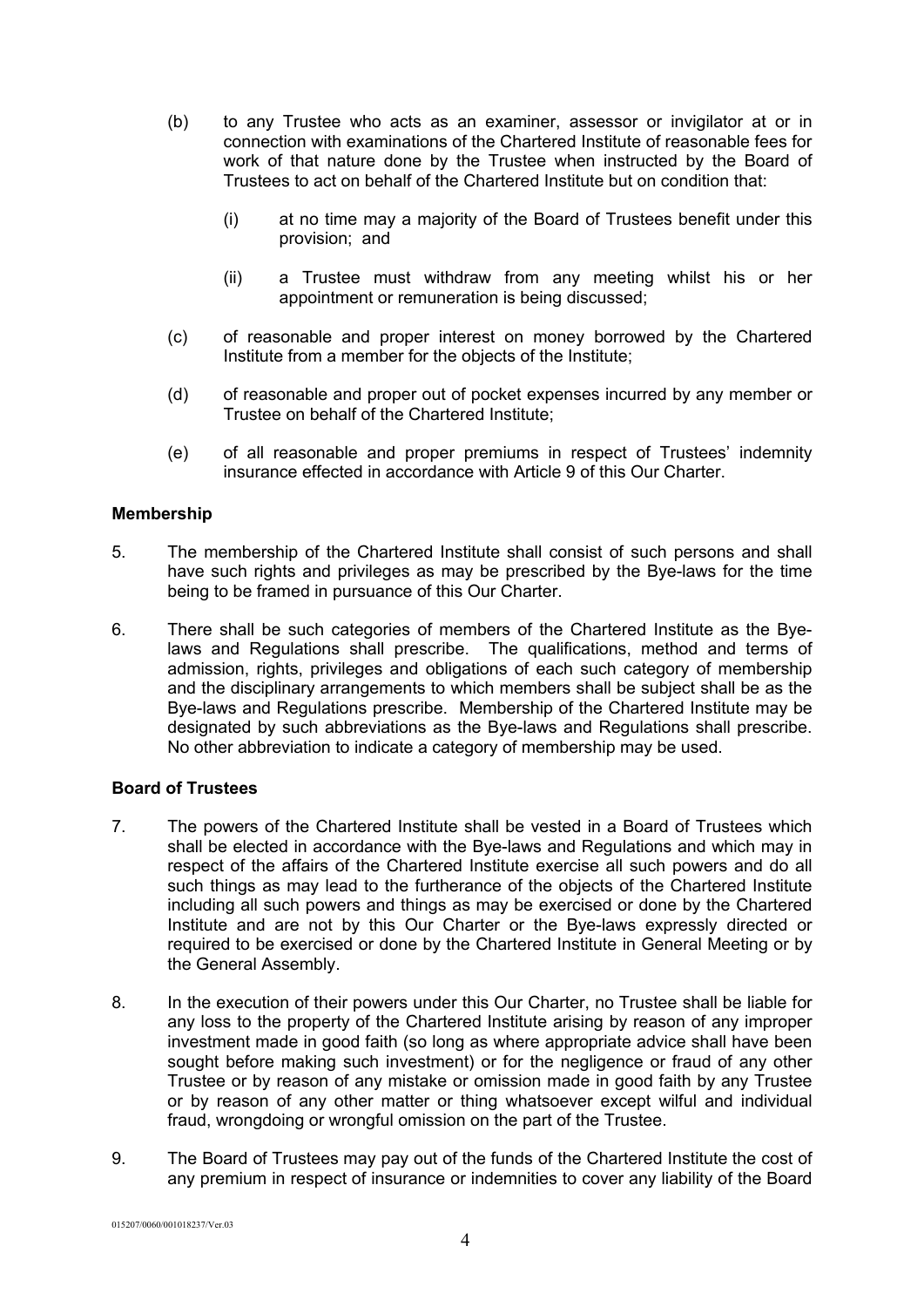(b) to any Trustee who acts as an examiner, assessor or invigilator at or in connection with examinations of the Chartered Institute of reasonable fees for work of that nature done by the Trustee when instructed by the Board of Trustees to act on behalf of the Chartered Institute but on condition that:

   (i) at no time may a majority of the Board of Trustees benefit under this provision; and

   (ii) a Trustee must withdraw from any meeting whilst his or her appointment or remuneration is being discussed;

(c) of reasonable and proper interest on money borrowed by the Chartered Institute from a member for the objects of the Institute;

(d) of reasonable and proper out of pocket expenses incurred by any member or Trustee on behalf of the Chartered Institute;

(e) of all reasonable and proper premiums in respect of Trustees' indemnity insurance effected in accordance with Article 9 of this Our Charter.

**Membership**

5. The membership of the Chartered Institute shall consist of such persons and shall have such rights and privileges as may be prescribed by the Bye-laws for the time being to be framed in pursuance of this Our Charter.

6. There shall be such categories of members of the Chartered Institute as the Bye-laws and Regulations shall prescribe. The qualifications, method and terms of admission, rights, privileges and obligations of each such category of membership and the disciplinary arrangements to which members shall be subject shall be as the Bye-laws and Regulations prescribe. Membership of the Chartered Institute may be designated by such abbreviations as the Bye-laws and Regulations shall prescribe. No other abbreviation to indicate a category of membership may be used.

**Board of Trustees**

7. The powers of the Chartered Institute shall be vested in a Board of Trustees which shall be elected in accordance with the Bye-laws and Regulations and which may in respect of the affairs of the Chartered Institute exercise all such powers and do all such things as may lead to the furtherance of the objects of the Chartered Institute including all such powers and things as may be exercised or done by the Chartered Institute and are not by this Our Charter or the Bye-laws expressly directed or required to be exercised or done by the Chartered Institute in General Meeting or by the General Assembly.

8. In the execution of their powers under this Our Charter, no Trustee shall be liable for any loss to the property of the Chartered Institute arising by reason of any improper investment made in good faith (so long as where appropriate advice shall have been sought before making such investment) or for the negligence or fraud of any other Trustee or by reason of any mistake or omission made in good faith by any Trustee or by reason of any other matter or thing whatsoever except wilful and individual fraud, wrongdoing or wrongful omission on the part of the Trustee.

9. The Board of Trustees may pay out of the funds of the Chartered Institute the cost of any premium in respect of insurance or indemnities to cover any liability of the Board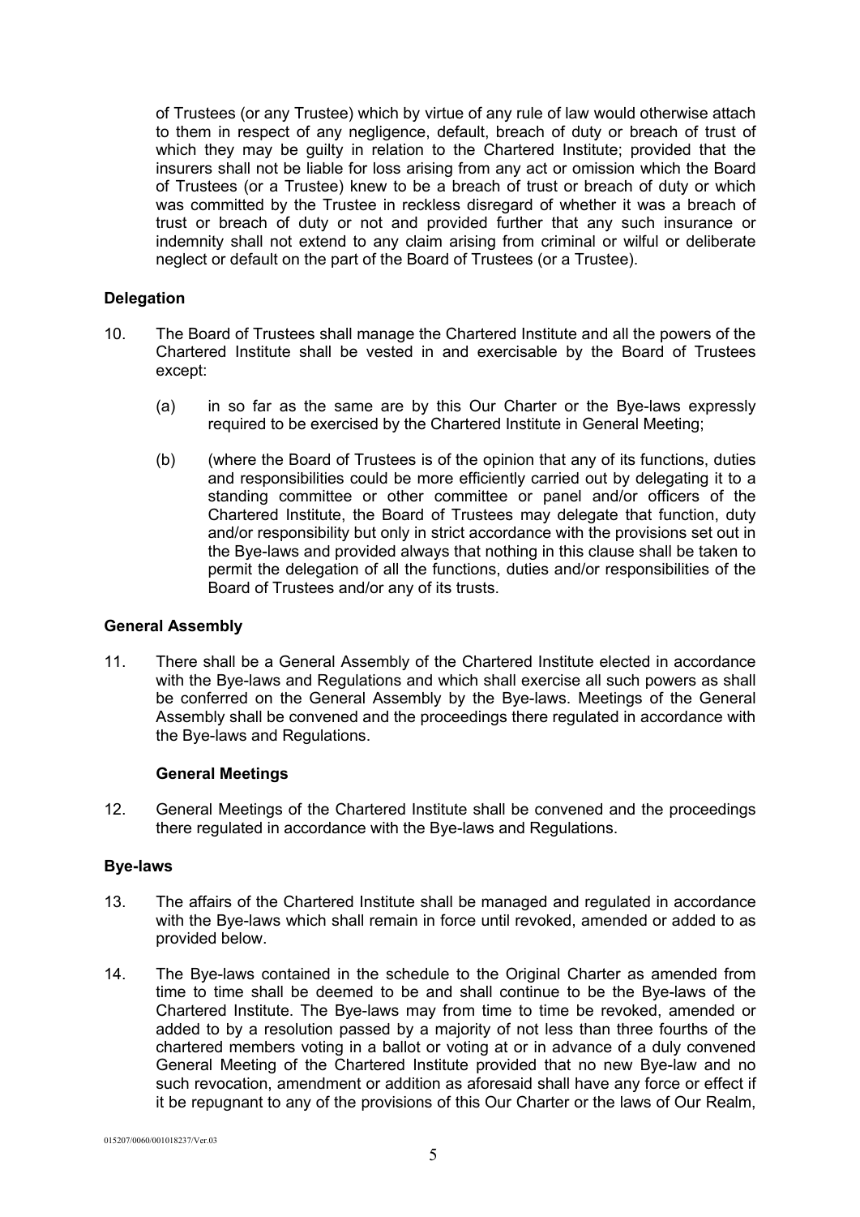of Trustees (or any Trustee) which by virtue of any rule of law would otherwise attach to them in respect of any negligence, default, breach of duty or breach of trust of which they may be guilty in relation to the Chartered Institute; provided that the insurers shall not be liable for loss arising from any act or omission which the Board of Trustees (or a Trustee) knew to be a breach of trust or breach of duty or which was committed by the Trustee in reckless disregard of whether it was a breach of trust or breach of duty or not and provided further that any such insurance or indemnity shall not extend to any claim arising from criminal or wilful or deliberate neglect or default on the part of the Board of Trustees (or a Trustee).

**Delegation**

10. The Board of Trustees shall manage the Chartered Institute and all the powers of the Chartered Institute shall be vested in and exercisable by the Board of Trustees except:

    (a) in so far as the same are by this Our Charter or the Bye-laws expressly required to be exercised by the Chartered Institute in General Meeting;

    (b) (where the Board of Trustees is of the opinion that any of its functions, duties and responsibilities could be more efficiently carried out by delegating it to a standing committee or other committee or panel and/or officers of the Chartered Institute, the Board of Trustees may delegate that function, duty and/or responsibility but only in strict accordance with the provisions set out in the Bye-laws and provided always that nothing in this clause shall be taken to permit the delegation of all the functions, duties and/or responsibilities of the Board of Trustees and/or any of its trusts.

**General Assembly**

11. There shall be a General Assembly of the Chartered Institute elected in accordance with the Bye-laws and Regulations and which shall exercise all such powers as shall be conferred on the General Assembly by the Bye-laws. Meetings of the General Assembly shall be convened and the proceedings there regulated in accordance with the Bye-laws and Regulations.

**General Meetings**

12. General Meetings of the Chartered Institute shall be convened and the proceedings there regulated in accordance with the Bye-laws and Regulations.

**Bye-laws**

13. The affairs of the Chartered Institute shall be managed and regulated in accordance with the Bye-laws which shall remain in force until revoked, amended or added to as provided below.

14. The Bye-laws contained in the schedule to the Original Charter as amended from time to time shall be deemed to be and shall continue to be the Bye-laws of the Chartered Institute. The Bye-laws may from time to time be revoked, amended or added to by a resolution passed by a majority of not less than three fourths of the chartered members voting in a ballot or voting at or in advance of a duly convened General Meeting of the Chartered Institute provided that no new Bye-law and no such revocation, amendment or addition as aforesaid shall have any force or effect if it be repugnant to any of the provisions of this Our Charter or the laws of Our Realm,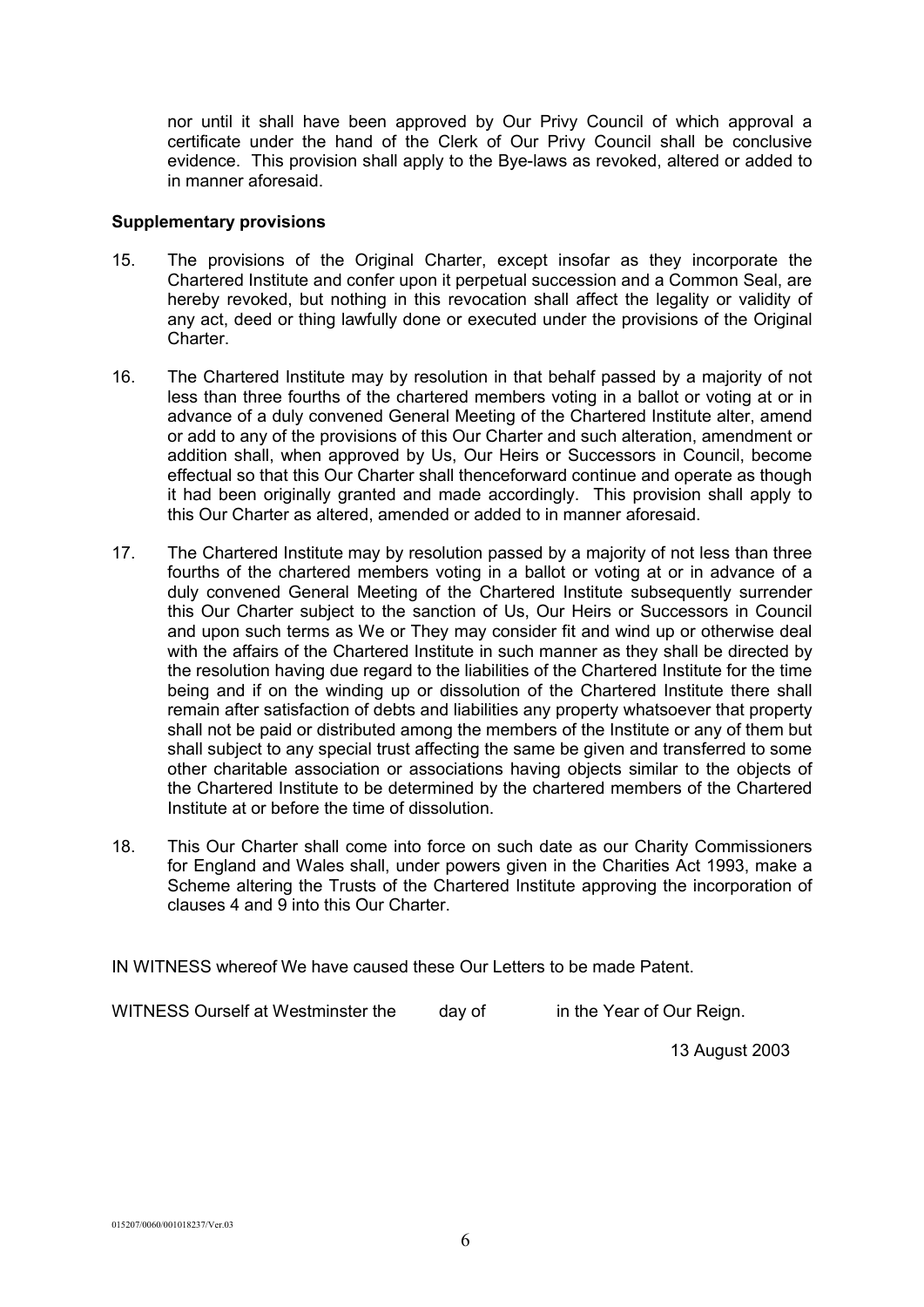nor until it shall have been approved by Our Privy Council of which approval a certificate under the hand of the Clerk of Our Privy Council shall be conclusive evidence. This provision shall apply to the Bye-laws as revoked, altered or added to in manner aforesaid.

**Supplementary provisions**

15. The provisions of the Original Charter, except insofar as they incorporate the Chartered Institute and confer upon it perpetual succession and a Common Seal, are hereby revoked, but nothing in this revocation shall affect the legality or validity of any act, deed or thing lawfully done or executed under the provisions of the Original Charter.

16. The Chartered Institute may by resolution in that behalf passed by a majority of not less than three fourths of the chartered members voting in a ballot or voting at or in advance of a duly convened General Meeting of the Chartered Institute alter, amend or add to any of the provisions of this Our Charter and such alteration, amendment or addition shall, when approved by Us, Our Heirs or Successors in Council, become effectual so that this Our Charter shall thenceforward continue and operate as though it had been originally granted and made accordingly. This provision shall apply to this Our Charter as altered, amended or added to in manner aforesaid.

17. The Chartered Institute may by resolution passed by a majority of not less than three fourths of the chartered members voting in a ballot or voting at or in advance of a duly convened General Meeting of the Chartered Institute subsequently surrender this Our Charter subject to the sanction of Us, Our Heirs or Successors in Council and upon such terms as We or They may consider fit and wind up or otherwise deal with the affairs of the Chartered Institute in such manner as they shall be directed by the resolution having due regard to the liabilities of the Chartered Institute for the time being and if on the winding up or dissolution of the Chartered Institute there shall remain after satisfaction of debts and liabilities any property whatsoever that property shall not be paid or distributed among the members of the Institute or any of them but shall subject to any special trust affecting the same be given and transferred to some other charitable association or associations having objects similar to the objects of the Chartered Institute to be determined by the chartered members of the Chartered Institute at or before the time of dissolution.

18. This Our Charter shall come into force on such date as our Charity Commissioners for England and Wales shall, under powers given in the Charities Act 1993, make a Scheme altering the Trusts of the Chartered Institute approving the incorporation of clauses 4 and 9 into this Our Charter.

IN WITNESS whereof We have caused these Our Letters to be made Patent.

WITNESS Ourself at Westminster the day of in the Year of Our Reign.

13 August 2003

015207/0060/001018237/Ver.03